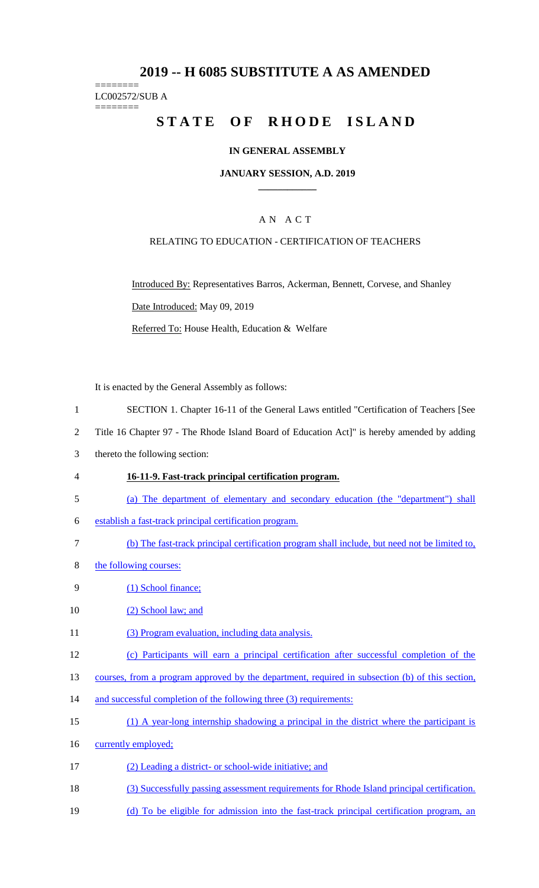# 2019 -- H 6085 SUBSTITUTE A AS AMENDED

========
LC002572/SUB A
========

# STATE OF RHODE ISLAND

## IN GENERAL ASSEMBLY

### JANUARY SESSION, A.D. 2019

---

## A N A C T

### RELATING TO EDUCATION - CERTIFICATION OF TEACHERS

Introduced By: Representatives Barros, Ackerman, Bennett, Corvese, and Shanley

Date Introduced: May 09, 2019

Referred To: House Health, Education & Welfare

It is enacted by the General Assembly as follows:

1 SECTION 1. Chapter 16-11 of the General Laws entitled "Certification of Teachers [See
2 Title 16 Chapter 97 - The Rhode Island Board of Education Act]" is hereby amended by adding
3 thereto the following section:

4 **16-11-9. Fast-track principal certification program.**

5 (a) The department of elementary and secondary education (the "department") shall
6 establish a fast-track principal certification program.

7 (b) The fast-track principal certification program shall include, but need not be limited to,
8 the following courses:

9 (1) School finance;

10 (2) School law; and

11 (3) Program evaluation, including data analysis.

12 (c) Participants will earn a principal certification after successful completion of the
13 courses, from a program approved by the department, required in subsection (b) of this section,
14 and successful completion of the following three (3) requirements:

15 (1) A year-long internship shadowing a principal in the district where the participant is
16 currently employed;

17 (2) Leading a district- or school-wide initiative; and

18 (3) Successfully passing assessment requirements for Rhode Island principal certification.

19 (d) To be eligible for admission into the fast-track principal certification program, an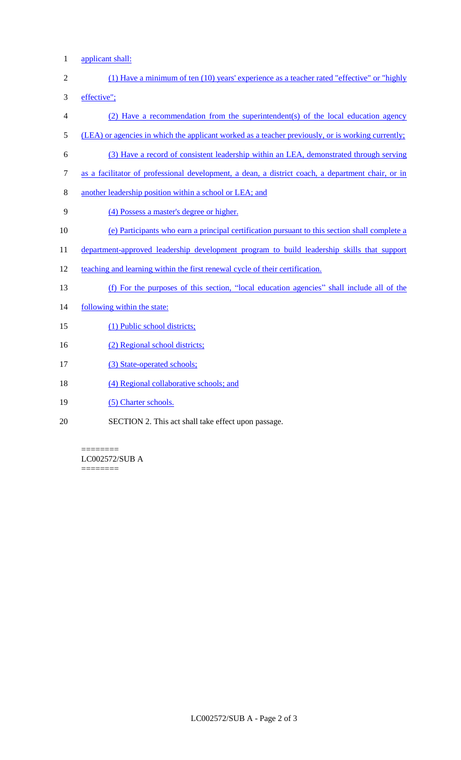applicant shall:

(1) Have a minimum of ten (10) years' experience as a teacher rated "effective" or "highly effective";

(2) Have a recommendation from the superintendent(s) of the local education agency (LEA) or agencies in which the applicant worked as a teacher previously, or is working currently;

(3) Have a record of consistent leadership within an LEA, demonstrated through serving as a facilitator of professional development, a dean, a district coach, a department chair, or in another leadership position within a school or LEA; and

(4) Possess a master's degree or higher.

(e) Participants who earn a principal certification pursuant to this section shall complete a department-approved leadership development program to build leadership skills that support teaching and learning within the first renewal cycle of their certification.

(f) For the purposes of this section, "local education agencies" shall include all of the following within the state:

(1) Public school districts;

(2) Regional school districts;

(3) State-operated schools;

(4) Regional collaborative schools; and

(5) Charter schools.

SECTION 2. This act shall take effect upon passage.

========
LC002572/SUB A
========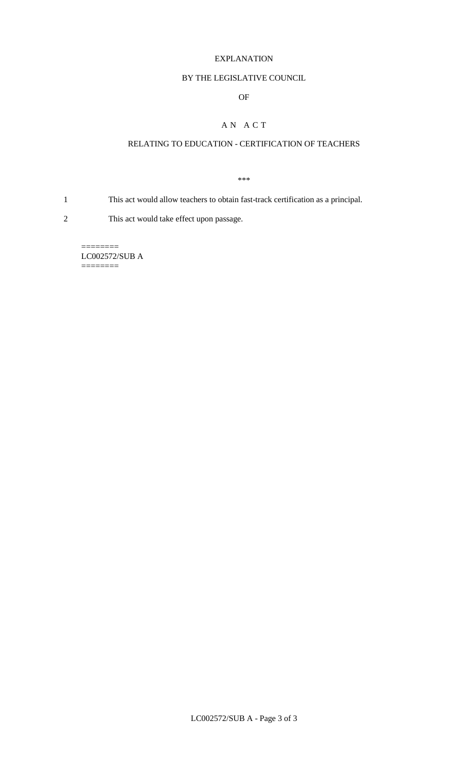EXPLANATION

BY THE LEGISLATIVE COUNCIL

OF

A N A C T

RELATING TO EDUCATION - CERTIFICATION OF TEACHERS

\*\*\*

1 This act would allow teachers to obtain fast-track certification as a principal.

2 This act would take effect upon passage.

========
LC002572/SUB A
========